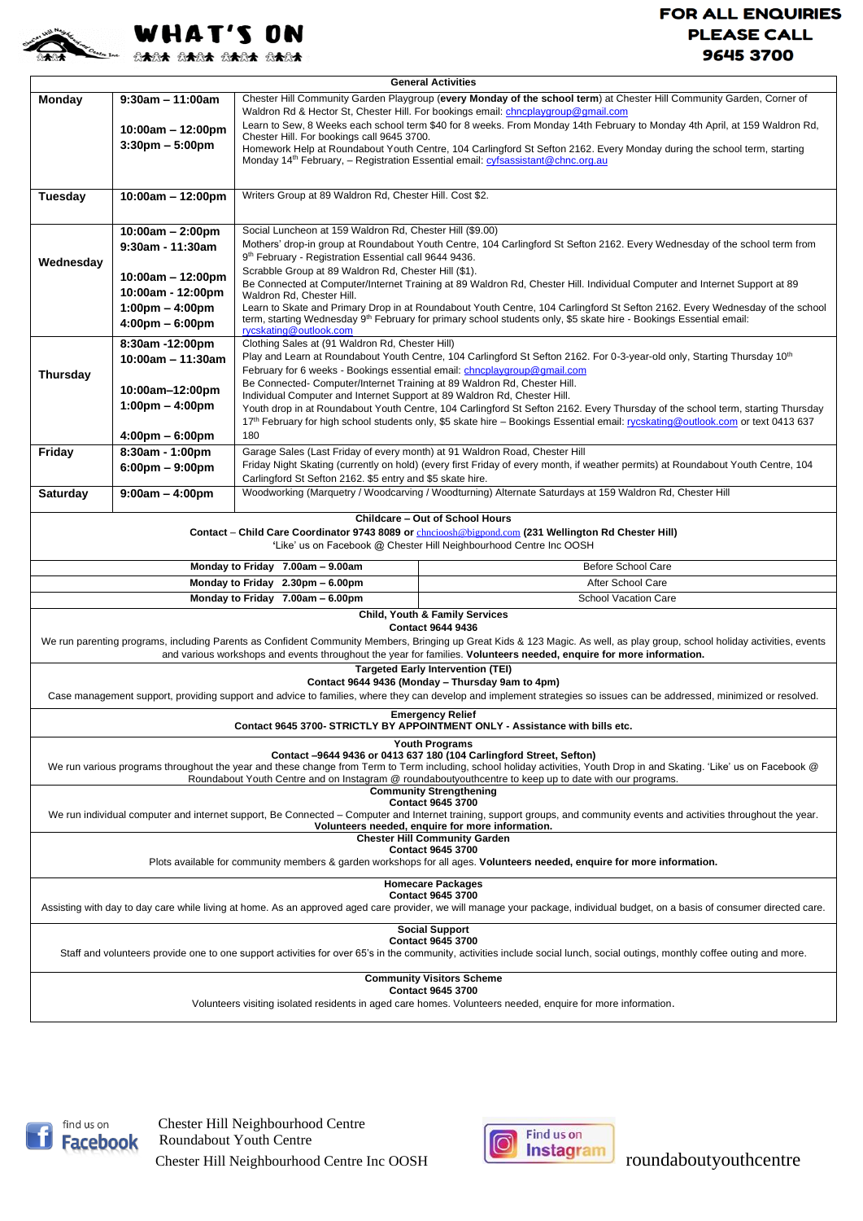# WHAT'S ON

**FOR ALL ENQUIRIES PLEASE CALL 9645 3700**

| General Activities | | |
|---|---|---|
| **Monday** | **9:30am – 11:00am** | Chester Hill Community Garden Playgroup (**every Monday of the school term**) at Chester Hill Community Garden, Corner of Waldron Rd & Hector St, Chester Hill. For bookings email: chncplaygroup@gmail.com |
| | **10:00am – 12:00pm** | Learn to Sew, 8 Weeks each school term $40 for 8 weeks. From Monday 14th February to Monday 4th April, at 159 Waldron Rd, Chester Hill. For bookings call 9645 3700. |
| | **3:30pm – 5:00pm** | Homework Help at Roundabout Youth Centre, 104 Carlingford St Sefton 2162. Every Monday during the school term, starting Monday 14th February, – Registration Essential email: cyfsassistant@chnc.org.au |
| **Tuesday** | **10:00am – 12:00pm** | Writers Group at 89 Waldron Rd, Chester Hill. Cost $2. |
| **Wednesday** | **10:00am – 2:00pm** | Social Luncheon at 159 Waldron Rd, Chester Hill ($9.00) |
| | **9:30am - 11:30am** | Mothers' drop-in group at Roundabout Youth Centre, 104 Carlingford St Sefton 2162. Every Wednesday of the school term from 9th February - Registration Essential call 9644 9436. |
| | **10:00am – 12:00pm** | Scrabble Group at 89 Waldron Rd, Chester Hill ($1). |
| | **10:00am - 12:00pm** | Be Connected at Computer/Internet Training at 89 Waldron Rd, Chester Hill. |
| | **1:00pm – 4:00pm** | Individual Computer and Internet Support at 89 Waldron Rd, Chester Hill. |
| | **4:00pm – 6:00pm** | Learn to Skate and Primary Drop in at Roundabout Youth Centre, 104 Carlingford St Sefton 2162. Every Wednesday of the school term, starting Wednesday 9th February for primary school students only, $5 skate hire - Bookings Essential email: rycskating@outlook.com |
| **Thursday** | **8:30am -12:00pm** | Clothing Sales at (91 Waldron Rd, Chester Hill) |
| | **10:00am – 11:30am** | Play and Learn at Roundabout Youth Centre, 104 Carlingford St Sefton 2162. For 0-3-year-old only, Starting Thursday 10th February for 6 weeks - Bookings essential email: chncplaygroup@gmail.com |
| | **10:00am–12:00pm** | Be Connected- Computer/Internet Training at 89 Waldron Rd, Chester Hill. |
| | **1:00pm – 4:00pm** | Individual Computer and Internet Support at 89 Waldron Rd, Chester Hill. |
| | **4:00pm – 6:00pm** | Youth drop in at Roundabout Youth Centre, 104 Carlingford St Sefton 2162. Every Thursday of the school term, starting Thursday 17th February for high school students only, $5 skate hire – Bookings Essential email: rycskating@outlook.com or text 0413 637 180 |
| **Friday** | **8:30am - 1:00pm** | Garage Sales (Last Friday of every month) at 91 Waldron Road, Chester Hill |
| | **6:00pm – 9:00pm** | Friday Night Skating (currently on hold) (every first Friday of every month, if weather permits) at Roundabout Youth Centre, 104 Carlingford St Sefton 2162. $5 entry and $5 skate hire. |
| **Saturday** | **9:00am – 4:00pm** | Woodworking (Marquetry / Woodcarving / Woodturning) Alternate Saturdays at 159 Waldron Rd, Chester Hill |

**Childcare – Out of School Hours**
**Contact – Child Care Coordinator 9743 8089 or** chncioosh@bigpond.com **(231 Wellington Rd Chester Hill)**
'Like' us on Facebook @ Chester Hill Neighbourhood Centre Inc OOSH

| Hours | Service |
|---|---|
| **Monday to Friday 7.00am – 9.00am** | Before School Care |
| **Monday to Friday 2.30pm – 6.00pm** | After School Care |
| **Monday to Friday 7.00am – 6.00pm** | School Vacation Care |

**Child, Youth & Family Services**
**Contact 9644 9436**
We run parenting programs, including Parents as Confident Community Members, Bringing up Great Kids & 123 Magic. As well, as play group, school holiday activities, events and various workshops and events throughout the year for families. **Volunteers needed, enquire for more information.**

**Targeted Early Intervention (TEI)**
**Contact 9644 9436 (Monday – Thursday 9am to 4pm)**
Case management support, providing support and advice to families, where they can develop and implement strategies so issues can be addressed, minimized or resolved.

**Emergency Relief**
**Contact 9645 3700- STRICTLY BY APPOINTMENT ONLY - Assistance with bills etc.**

**Youth Programs**
**Contact –9644 9436 or 0413 637 180 (104 Carlingford Street, Sefton)**
We run various programs throughout the year and these change from Term to Term including, school holiday activities, Youth Drop in and Skating. 'Like' us on Facebook @ Roundabout Youth Centre and on Instagram @ roundaboutyouthcentre to keep up to date with our programs.

**Community Strengthening**
**Contact 9645 3700**
We run individual computer and internet support, Be Connected – Computer and Internet training, support groups, and community events and activities throughout the year. **Volunteers needed, enquire for more information.**

**Chester Hill Community Garden**
**Contact 9645 3700**
Plots available for community members & garden workshops for all ages. **Volunteers needed, enquire for more information.**

**Homecare Packages**
**Contact 9645 3700**
Assisting with day to day care while living at home. As an approved aged care provider, we will manage your package, individual budget, on a basis of consumer directed care.

**Social Support**
**Contact 9645 3700**
Staff and volunteers provide one to one support activities for over 65's in the community, activities include social lunch, social outings, monthly coffee outing and more.

**Community Visitors Scheme**
**Contact 9645 3700**
Volunteers visiting isolated residents in aged care homes. Volunteers needed, enquire for more information.

find us on Facebook: Chester Hill Neighbourhood Centre, Roundabout Youth Centre, Chester Hill Neighbourhood Centre Inc OOSH

Find us on Instagram: roundaboutyouthcentre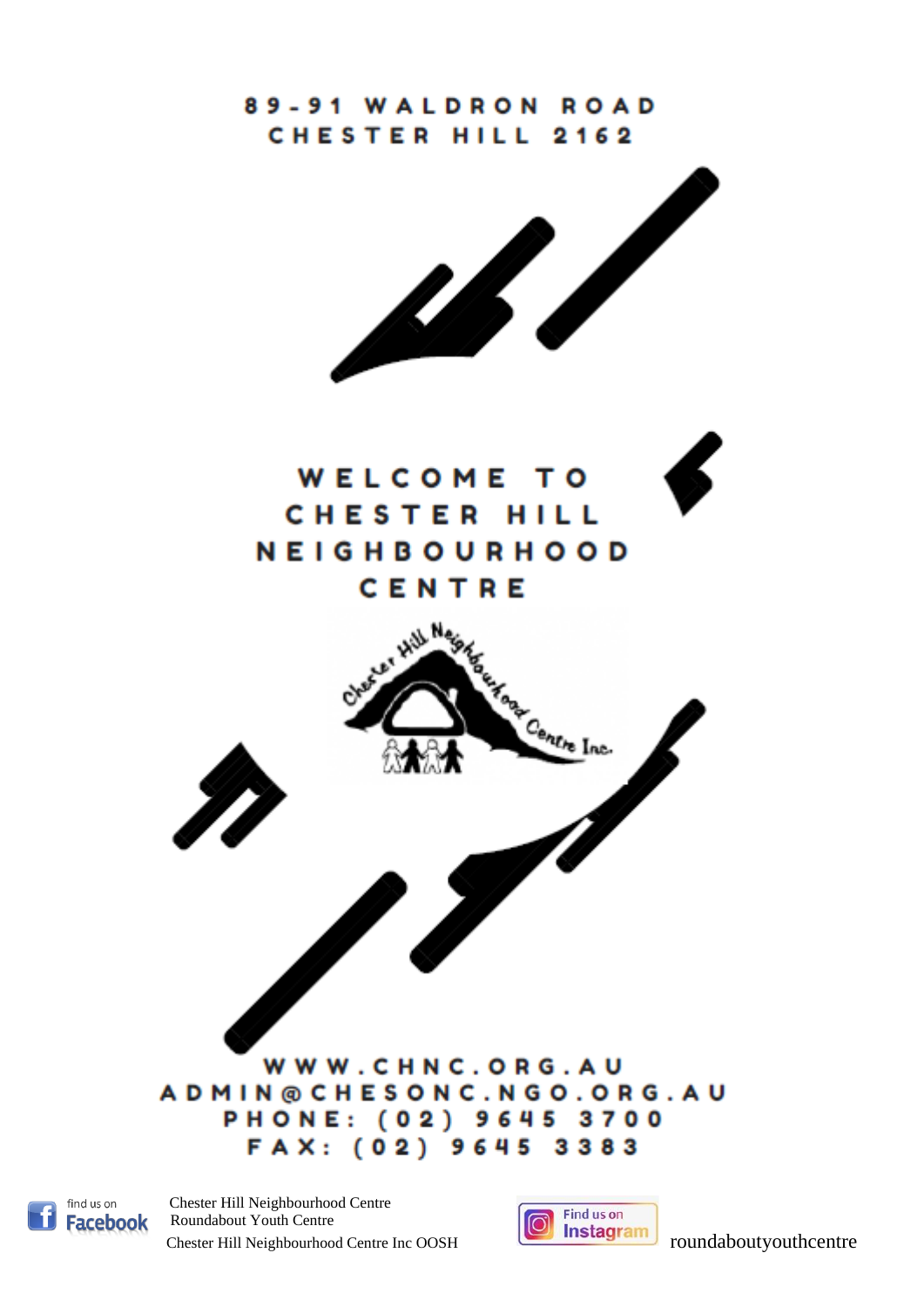89-91 WALDRON ROAD
CHESTER HILL 2162

# WELCOME TO CHESTER HILL NEIGHBOURHOOD CENTRE

Chester Hill Neighbourhood Centre Inc.

WWW.CHNC.ORG.AU
ADMIN@CHESONC.NGO.ORG.AU
PHONE: (02) 9645 3700
FAX: (02) 9645 3383

find us on Facebook

Chester Hill Neighbourhood Centre
Roundabout Youth Centre
Chester Hill Neighbourhood Centre Inc OOSH

Find us on Instagram

roundaboutyouthcentre